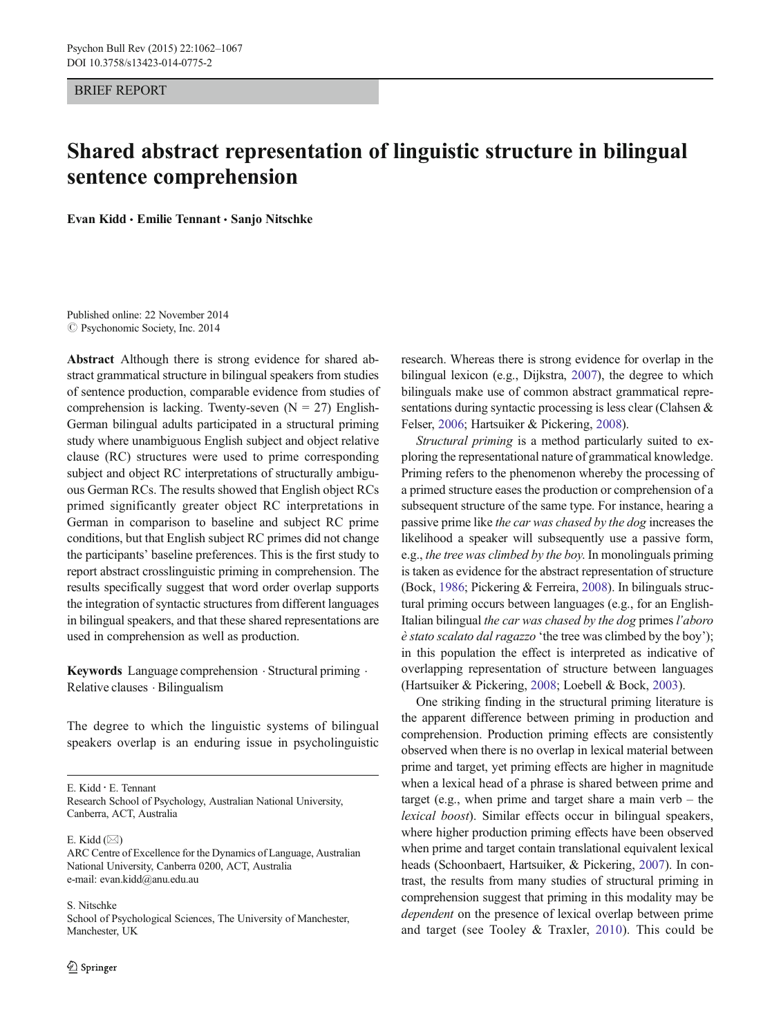BRIEF REPORT

# Shared abstract representation of linguistic structure in bilingual sentence comprehension

**Evan Kidd · Emilie Tennant · Sanjo Nitschke**

Published online: 22 November 2014
© Psychonomic Society, Inc. 2014

**Abstract** Although there is strong evidence for shared abstract grammatical structure in bilingual speakers from studies of sentence production, comparable evidence from studies of comprehension is lacking. Twenty-seven (N = 27) English-German bilingual adults participated in a structural priming study where unambiguous English subject and object relative clause (RC) structures were used to prime corresponding subject and object RC interpretations of structurally ambiguous German RCs. The results showed that English object RCs primed significantly greater object RC interpretations in German in comparison to baseline and subject RC prime conditions, but that English subject RC primes did not change the participants' baseline preferences. This is the first study to report abstract crosslinguistic priming in comprehension. The results specifically suggest that word order overlap supports the integration of syntactic structures from different languages in bilingual speakers, and that these shared representations are used in comprehension as well as production.

**Keywords** Language comprehension · Structural priming · Relative clauses · Bilingualism

The degree to which the linguistic systems of bilingual speakers overlap is an enduring issue in psycholinguistic research. Whereas there is strong evidence for overlap in the bilingual lexicon (e.g., Dijkstra, 2007), the degree to which bilinguals make use of common abstract grammatical representations during syntactic processing is less clear (Clahsen & Felser, 2006; Hartsuiker & Pickering, 2008).

*Structural priming* is a method particularly suited to exploring the representational nature of grammatical knowledge. Priming refers to the phenomenon whereby the processing of a primed structure eases the production or comprehension of a subsequent structure of the same type. For instance, hearing a passive prime like *the car was chased by the dog* increases the likelihood a speaker will subsequently use a passive form, e.g., *the tree was climbed by the boy*. In monolinguals priming is taken as evidence for the abstract representation of structure (Bock, 1986; Pickering & Ferreira, 2008). In bilinguals structural priming occurs between languages (e.g., for an English-Italian bilingual *the car was chased by the dog* primes *l'aboro è stato scalato dal ragazzo* 'the tree was climbed by the boy'); in this population the effect is interpreted as indicative of overlapping representation of structure between languages (Hartsuiker & Pickering, 2008; Loebell & Bock, 2003).

One striking finding in the structural priming literature is the apparent difference between priming in production and comprehension. Production priming effects are consistently observed when there is no overlap in lexical material between prime and target, yet priming effects are higher in magnitude when a lexical head of a phrase is shared between prime and target (e.g., when prime and target share a main verb – the *lexical boost*). Similar effects occur in bilingual speakers, where higher production priming effects have been observed when prime and target contain translational equivalent lexical heads (Schoonbaert, Hartsuiker, & Pickering, 2007). In contrast, the results from many studies of structural priming in comprehension suggest that priming in this modality may be *dependent* on the presence of lexical overlap between prime and target (see Tooley & Traxler, 2010). This could be

---

E. Kidd · E. Tennant
Research School of Psychology, Australian National University, Canberra, ACT, Australia

E. Kidd (✉)
ARC Centre of Excellence for the Dynamics of Language, Australian National University, Canberra 0200, ACT, Australia
e-mail: evan.kidd@anu.edu.au

S. Nitschke
School of Psychological Sciences, The University of Manchester, Manchester, UK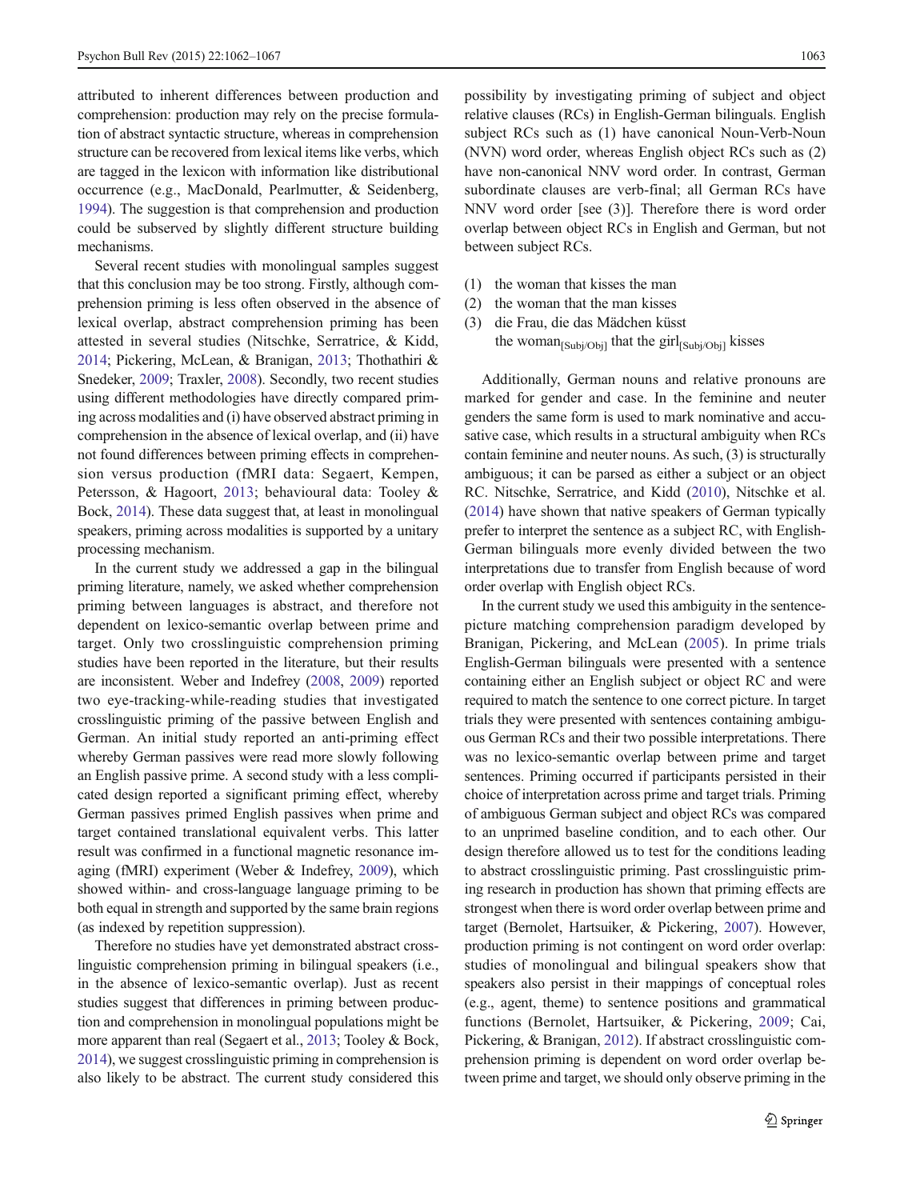attributed to inherent differences between production and comprehension: production may rely on the precise formulation of abstract syntactic structure, whereas in comprehension structure can be recovered from lexical items like verbs, which are tagged in the lexicon with information like distributional occurrence (e.g., MacDonald, Pearlmutter, & Seidenberg, 1994). The suggestion is that comprehension and production could be subserved by slightly different structure building mechanisms.

Several recent studies with monolingual samples suggest that this conclusion may be too strong. Firstly, although comprehension priming is less often observed in the absence of lexical overlap, abstract comprehension priming has been attested in several studies (Nitschke, Serratrice, & Kidd, 2014; Pickering, McLean, & Branigan, 2013; Thothathiri & Snedeker, 2009; Traxler, 2008). Secondly, two recent studies using different methodologies have directly compared priming across modalities and (i) have observed abstract priming in comprehension in the absence of lexical overlap, and (ii) have not found differences between priming effects in comprehension versus production (fMRI data: Segaert, Kempen, Petersson, & Hagoort, 2013; behavioural data: Tooley & Bock, 2014). These data suggest that, at least in monolingual speakers, priming across modalities is supported by a unitary processing mechanism.

In the current study we addressed a gap in the bilingual priming literature, namely, we asked whether comprehension priming between languages is abstract, and therefore not dependent on lexico-semantic overlap between prime and target. Only two crosslinguistic comprehension priming studies have been reported in the literature, but their results are inconsistent. Weber and Indefrey (2008, 2009) reported two eye-tracking-while-reading studies that investigated crosslinguistic priming of the passive between English and German. An initial study reported an anti-priming effect whereby German passives were read more slowly following an English passive prime. A second study with a less complicated design reported a significant priming effect, whereby German passives primed English passives when prime and target contained translational equivalent verbs. This latter result was confirmed in a functional magnetic resonance imaging (fMRI) experiment (Weber & Indefrey, 2009), which showed within- and cross-language language priming to be both equal in strength and supported by the same brain regions (as indexed by repetition suppression).

Therefore no studies have yet demonstrated abstract crosslinguistic comprehension priming in bilingual speakers (i.e., in the absence of lexico-semantic overlap). Just as recent studies suggest that differences in priming between production and comprehension in monolingual populations might be more apparent than real (Segaert et al., 2013; Tooley & Bock, 2014), we suggest crosslinguistic priming in comprehension is also likely to be abstract. The current study considered this possibility by investigating priming of subject and object relative clauses (RCs) in English-German bilinguals. English subject RCs such as (1) have canonical Noun-Verb-Noun (NVN) word order, whereas English object RCs such as (2) have non-canonical NNV word order. In contrast, German subordinate clauses are verb-final; all German RCs have NNV word order [see (3)]. Therefore there is word order overlap between object RCs in English and German, but not between subject RCs.

(1) the woman that kisses the man
(2) the woman that the man kisses
(3) die Frau, die das Mädchen küsst
    the woman$_{[Subj/Obj]}$ that the girl$_{[Subj/Obj]}$ kisses

Additionally, German nouns and relative pronouns are marked for gender and case. In the feminine and neuter genders the same form is used to mark nominative and accusative case, which results in a structural ambiguity when RCs contain feminine and neuter nouns. As such, (3) is structurally ambiguous; it can be parsed as either a subject or an object RC. Nitschke, Serratrice, and Kidd (2010), Nitschke et al. (2014) have shown that native speakers of German typically prefer to interpret the sentence as a subject RC, with English-German bilinguals more evenly divided between the two interpretations due to transfer from English because of word order overlap with English object RCs.

In the current study we used this ambiguity in the sentence-picture matching comprehension paradigm developed by Branigan, Pickering, and McLean (2005). In prime trials English-German bilinguals were presented with a sentence containing either an English subject or object RC and were required to match the sentence to one correct picture. In target trials they were presented with sentences containing ambiguous German RCs and their two possible interpretations. There was no lexico-semantic overlap between prime and target sentences. Priming occurred if participants persisted in their choice of interpretation across prime and target trials. Priming of ambiguous German subject and object RCs was compared to an unprimed baseline condition, and to each other. Our design therefore allowed us to test for the conditions leading to abstract crosslinguistic priming. Past crosslinguistic priming research in production has shown that priming effects are strongest when there is word order overlap between prime and target (Bernolet, Hartsuiker, & Pickering, 2007). However, production priming is not contingent on word order overlap: studies of monolingual and bilingual speakers show that speakers also persist in their mappings of conceptual roles (e.g., agent, theme) to sentence positions and grammatical functions (Bernolet, Hartsuiker, & Pickering, 2009; Cai, Pickering, & Branigan, 2012). If abstract crosslinguistic comprehension priming is dependent on word order overlap between prime and target, we should only observe priming in the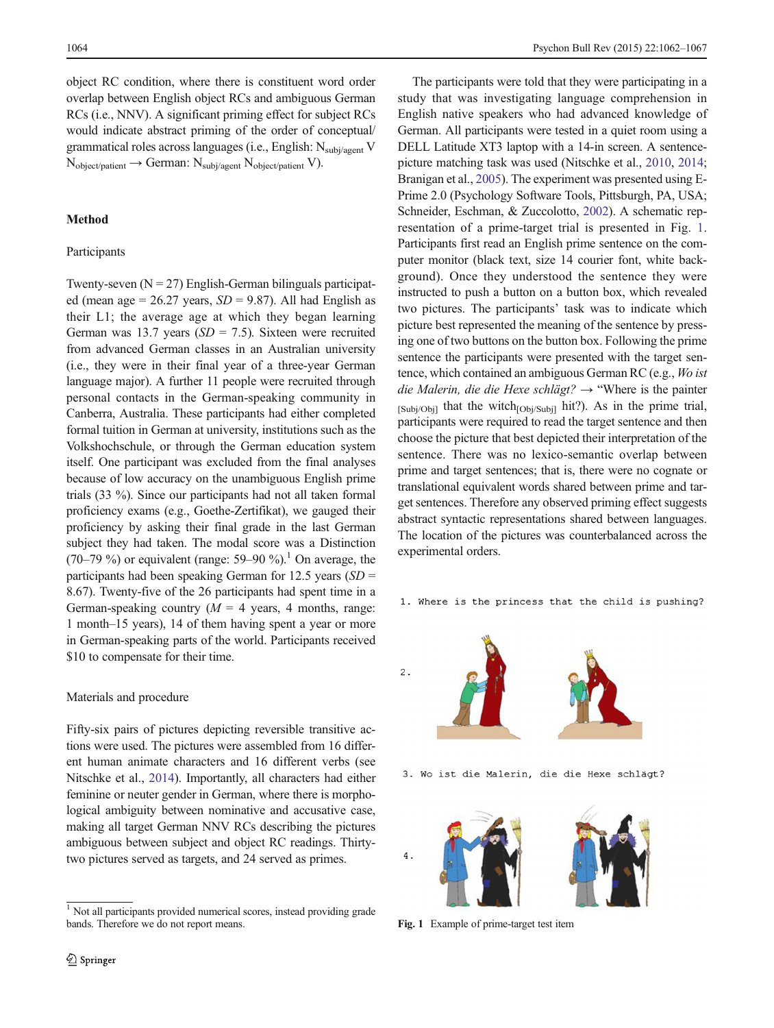object RC condition, where there is constituent word order overlap between English object RCs and ambiguous German RCs (i.e., NNV). A significant priming effect for subject RCs would indicate abstract priming of the order of conceptual/grammatical roles across languages (i.e., English: $N_{subj/agent}$ V $N_{object/patient}$ → German: $N_{subj/agent}$ $N_{object/patient}$ V).

## Method

### Participants

Twenty-seven (N = 27) English-German bilinguals participated (mean age = 26.27 years, *SD* = 9.87). All had English as their L1; the average age at which they began learning German was 13.7 years (*SD* = 7.5). Sixteen were recruited from advanced German classes in an Australian university (i.e., they were in their final year of a three-year German language major). A further 11 people were recruited through personal contacts in the German-speaking community in Canberra, Australia. These participants had either completed formal tuition in German at university, institutions such as the Volkshochschule, or through the German education system itself. One participant was excluded from the final analyses because of low accuracy on the unambiguous English prime trials (33 %). Since our participants had not all taken formal proficiency exams (e.g., Goethe-Zertifikat), we gauged their proficiency by asking their final grade in the last German subject they had taken. The modal score was a Distinction (70–79 %) or equivalent (range: 59–90 %).[1] On average, the participants had been speaking German for 12.5 years (*SD* = 8.67). Twenty-five of the 26 participants had spent time in a German-speaking country (*M* = 4 years, 4 months, range: 1 month–15 years), 14 of them having spent a year or more in German-speaking parts of the world. Participants received $10 to compensate for their time.

### Materials and procedure

Fifty-six pairs of pictures depicting reversible transitive actions were used. The pictures were assembled from 16 different human animate characters and 16 different verbs (see Nitschke et al., 2014). Importantly, all characters had either feminine or neuter gender in German, where there is morphological ambiguity between nominative and accusative case, making all target German NNV RCs describing the pictures ambiguous between subject and object RC readings. Thirty-two pictures served as targets, and 24 served as primes.

The participants were told that they were participating in a study that was investigating language comprehension in English native speakers who had advanced knowledge of German. All participants were tested in a quiet room using a DELL Latitude XT3 laptop with a 14-in screen. A sentence-picture matching task was used (Nitschke et al., 2010, 2014; Branigan et al., 2005). The experiment was presented using E-Prime 2.0 (Psychology Software Tools, Pittsburgh, PA, USA; Schneider, Eschman, & Zuccolotto, 2002). A schematic representation of a prime-target trial is presented in Fig. 1. Participants first read an English prime sentence on the computer monitor (black text, size 14 courier font, white background). Once they understood the sentence they were instructed to push a button on a button box, which revealed two pictures. The participants' task was to indicate which picture best represented the meaning of the sentence by pressing one of two buttons on the button box. Following the prime sentence the participants were presented with the target sentence, which contained an ambiguous German RC (e.g., *Wo ist die Malerin, die die Hexe schlägt?* → "Where is the painter $_{[Subj/Obj]}$ that the witch$_{[Obj/Subj]}$ hit?). As in the prime trial, participants were required to read the target sentence and then choose the picture that best depicted their interpretation of the sentence. There was no lexico-semantic overlap between prime and target sentences; that is, there were no cognate or translational equivalent words shared between prime and target sentences. Therefore any observed priming effect suggests abstract syntactic representations shared between languages. The location of the pictures was counterbalanced across the experimental orders.

```
1. Where is the princess that the child is pushing?

2.

3. Wo ist die Malerin, die die Hexe schlägt?

4.
```

**Fig. 1** Example of prime-target test item

---

[1] Not all participants provided numerical scores, instead providing grade bands. Therefore we do not report means.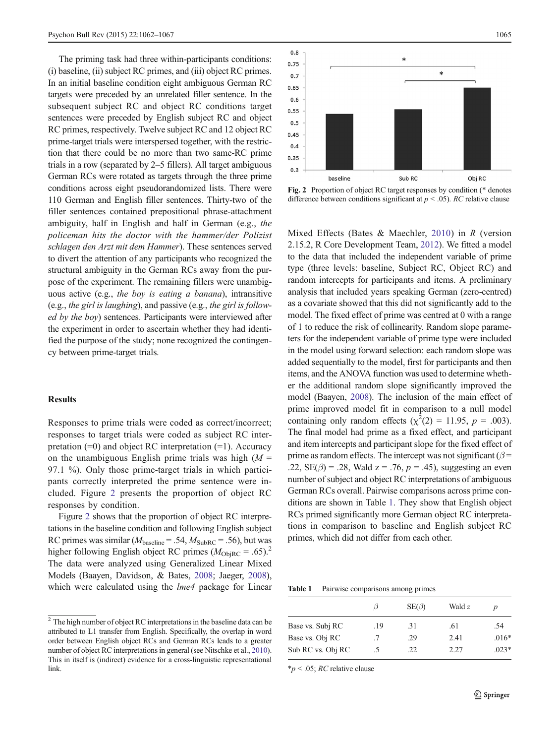The priming task had three within-participants conditions: (i) baseline, (ii) subject RC primes, and (iii) object RC primes. In an initial baseline condition eight ambiguous German RC targets were preceded by an unrelated filler sentence. In the subsequent subject RC and object RC conditions target sentences were preceded by English subject RC and object RC primes, respectively. Twelve subject RC and 12 object RC prime-target trials were interspersed together, with the restriction that there could be no more than two same-RC prime trials in a row (separated by 2–5 fillers). All target ambiguous German RCs were rotated as targets through the three prime conditions across eight pseudorandomized lists. There were 110 German and English filler sentences. Thirty-two of the filler sentences contained prepositional phrase-attachment ambiguity, half in English and half in German (e.g., *the policeman hits the doctor with the hammer/der Polizist schlagen den Arzt mit dem Hammer*). These sentences served to divert the attention of any participants who recognized the structural ambiguity in the German RCs away from the purpose of the experiment. The remaining fillers were unambiguous active (e.g., *the boy is eating a banana*), intransitive (e.g., *the girl is laughing*), and passive (e.g., *the girl is followed by the boy*) sentences. Participants were interviewed after the experiment in order to ascertain whether they had identified the purpose of the study; none recognized the contingency between prime-target trials.

## Results

Responses to prime trials were coded as correct/incorrect; responses to target trials were coded as subject RC interpretation (=0) and object RC interpretation (=1). Accuracy on the unambiguous English prime trials was high ($M$ = 97.1 %). Only those prime-target trials in which participants correctly interpreted the prime sentence were included. Figure 2 presents the proportion of object RC responses by condition.

Figure 2 shows that the proportion of object RC interpretations in the baseline condition and following English subject RC primes was similar ($M_{\text{baseline}} = .54$, $M_{\text{SubRC}} = .56$), but was higher following English object RC primes ($M_{\text{ObjRC}} = .65$).[2] The data were analyzed using Generalized Linear Mixed Models (Baayen, Davidson, & Bates, 2008; Jaeger, 2008), which were calculated using the *lme4* package for Linear Mixed Effects (Bates & Maechler, 2010) in R (version 2.15.2, R Core Development Team, 2012). We fitted a model to the data that included the independent variable of prime type (three levels: baseline, Subject RC, Object RC) and random intercepts for participants and items. A preliminary analysis that included years speaking German (zero-centred) as a covariate showed that this did not significantly add to the model. The fixed effect of prime was centred at 0 with a range of 1 to reduce the risk of collinearity. Random slope parameters for the independent variable of prime type were included in the model using forward selection: each random slope was added sequentially to the model, first for participants and then items, and the ANOVA function was used to determine whether the additional random slope significantly improved the model (Baayen, 2008). The inclusion of the main effect of prime improved model fit in comparison to a null model containing only random effects ($\chi^2(2) = 11.95$, $p = .003$). The final model had prime as a fixed effect, and participant and item intercepts and participant slope for the fixed effect of prime as random effects. The intercept was not significant ($\beta = .22$, $SE(\beta) = .28$, Wald $z = .76$, $p = .45$), suggesting an even number of subject and object RC interpretations of ambiguous German RCs overall. Pairwise comparisons across prime conditions are shown in Table 1. They show that English object RCs primed significantly more German object RC interpretations in comparison to baseline and English subject RC primes, which did not differ from each other.

Fig. 2 Proportion of object RC target responses by condition (* denotes difference between conditions significant at $p < .05$). *RC* relative clause

**Table 1** Pairwise comparisons among primes

| | $\beta$ | SE($\beta$) | Wald $z$ | $p$ |
|---|---|---|---|---|
| Base vs. Subj RC | .19 | .31 | .61 | .54 |
| Base vs. Obj RC | .7 | .29 | 2.41 | .016* |
| Sub RC vs. Obj RC | .5 | .22 | 2.27 | .023* |

*$p < .05$; *RC* relative clause

[2] The high number of object RC interpretations in the baseline data can be attributed to L1 transfer from English. Specifically, the overlap in word order between English object RCs and German RCs leads to a greater number of object RC interpretations in general (see Nitschke et al., 2010). This in itself is (indirect) evidence for a cross-linguistic representational link.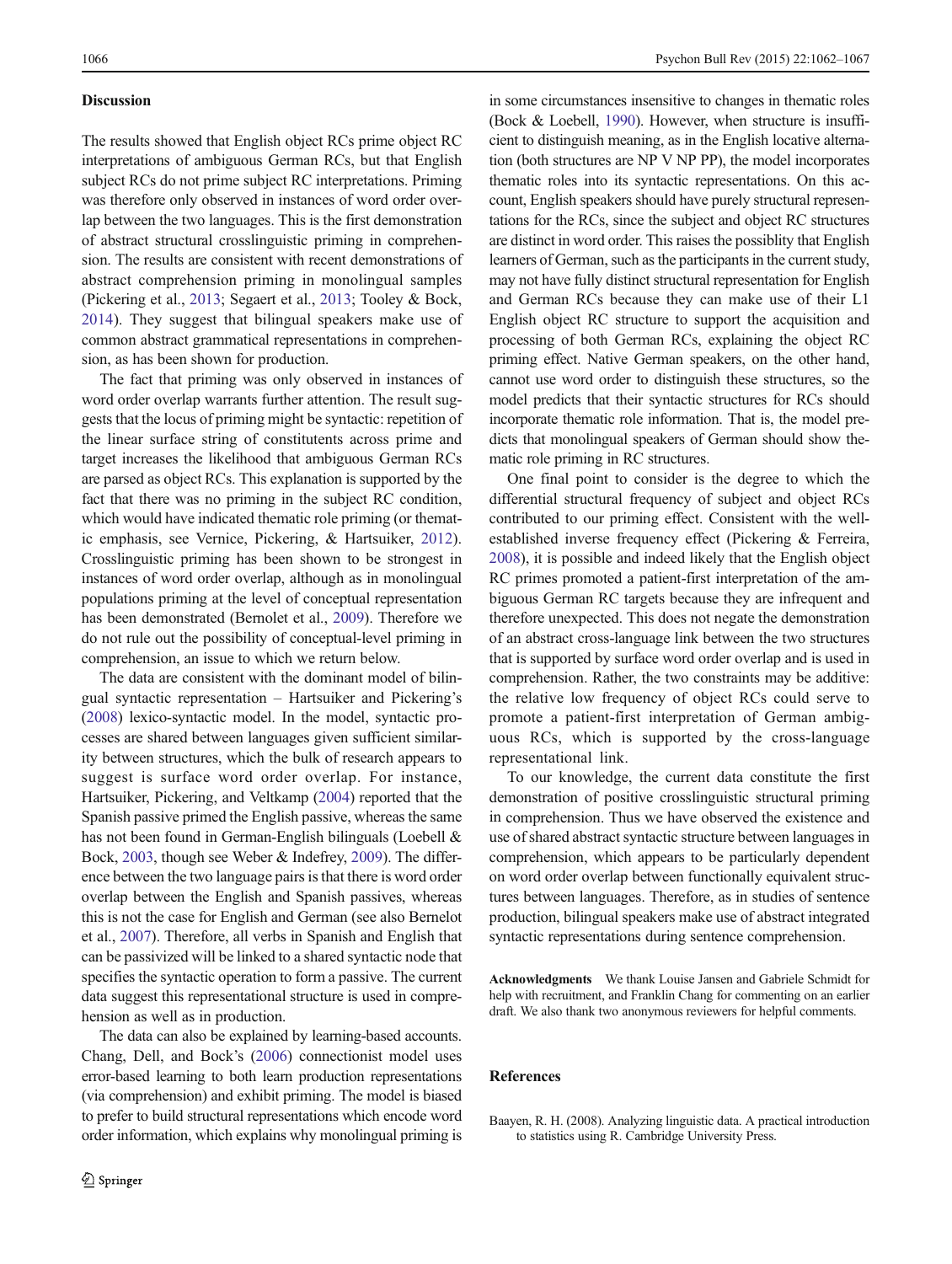## Discussion

The results showed that English object RCs prime object RC interpretations of ambiguous German RCs, but that English subject RCs do not prime subject RC interpretations. Priming was therefore only observed in instances of word order overlap between the two languages. This is the first demonstration of abstract structural crosslinguistic priming in comprehension. The results are consistent with recent demonstrations of abstract comprehension priming in monolingual samples (Pickering et al., 2013; Segaert et al., 2013; Tooley & Bock, 2014). They suggest that bilingual speakers make use of common abstract grammatical representations in comprehension, as has been shown for production.

The fact that priming was only observed in instances of word order overlap warrants further attention. The result suggests that the locus of priming might be syntactic: repetition of the linear surface string of constitutents across prime and target increases the likelihood that ambiguous German RCs are parsed as object RCs. This explanation is supported by the fact that there was no priming in the subject RC condition, which would have indicated thematic role priming (or thematic emphasis, see Vernice, Pickering, & Hartsuiker, 2012). Crosslinguistic priming has been shown to be strongest in instances of word order overlap, although as in monolingual populations priming at the level of conceptual representation has been demonstrated (Bernolet et al., 2009). Therefore we do not rule out the possibility of conceptual-level priming in comprehension, an issue to which we return below.

The data are consistent with the dominant model of bilingual syntactic representation – Hartsuiker and Pickering's (2008) lexico-syntactic model. In the model, syntactic processes are shared between languages given sufficient similarity between structures, which the bulk of research appears to suggest is surface word order overlap. For instance, Hartsuiker, Pickering, and Veltkamp (2004) reported that the Spanish passive primed the English passive, whereas the same has not been found in German-English bilinguals (Loebell & Bock, 2003, though see Weber & Indefrey, 2009). The difference between the two language pairs is that there is word order overlap between the English and Spanish passives, whereas this is not the case for English and German (see also Bernolet et al., 2007). Therefore, all verbs in Spanish and English that can be passivized will be linked to a shared syntactic node that specifies the syntactic operation to form a passive. The current data suggest this representational structure is used in comprehension as well as in production.

The data can also be explained by learning-based accounts. Chang, Dell, and Bock's (2006) connectionist model uses error-based learning to both learn production representations (via comprehension) and exhibit priming. The model is biased to prefer to build structural representations which encode word order information, which explains why monolingual priming is in some circumstances insensitive to changes in thematic roles (Bock & Loebell, 1990). However, when structure is insufficient to distinguish meaning, as in the English locative alternation (both structures are NP V NP PP), the model incorporates thematic roles into its syntactic representations. On this account, English speakers should have purely structural representations for the RCs, since the subject and object RC structures are distinct in word order. This raises the possiblity that English learners of German, such as the participants in the current study, may not have fully distinct structural representation for English and German RCs because they can make use of their L1 English object RC structure to support the acquisition and processing of both German RCs, explaining the object RC priming effect. Native German speakers, on the other hand, cannot use word order to distinguish these structures, so the model predicts that their syntactic structures for RCs should incorporate thematic role information. That is, the model predicts that monolingual speakers of German should show thematic role priming in RC structures.

One final point to consider is the degree to which the differential structural frequency of subject and object RCs contributed to our priming effect. Consistent with the well-established inverse frequency effect (Pickering & Ferreira, 2008), it is possible and indeed likely that the English object RC primes promoted a patient-first interpretation of the ambiguous German RC targets because they are infrequent and therefore unexpected. This does not negate the demonstration of an abstract cross-language link between the two structures that is supported by surface word order overlap and is used in comprehension. Rather, the two constraints may be additive: the relative low frequency of object RCs could serve to promote a patient-first interpretation of German ambiguous RCs, which is supported by the cross-language representational link.

To our knowledge, the current data constitute the first demonstration of positive crosslinguistic structural priming in comprehension. Thus we have observed the existence and use of shared abstract syntactic structure between languages in comprehension, which appears to be particularly dependent on word order overlap between functionally equivalent structures between languages. Therefore, as in studies of sentence production, bilingual speakers make use of abstract integrated syntactic representations during sentence comprehension.

**Acknowledgments** We thank Louise Jansen and Gabriele Schmidt for help with recruitment, and Franklin Chang for commenting on an earlier draft. We also thank two anonymous reviewers for helpful comments.

## References

Baayen, R. H. (2008). Analyzing linguistic data. A practical introduction to statistics using R. Cambridge University Press.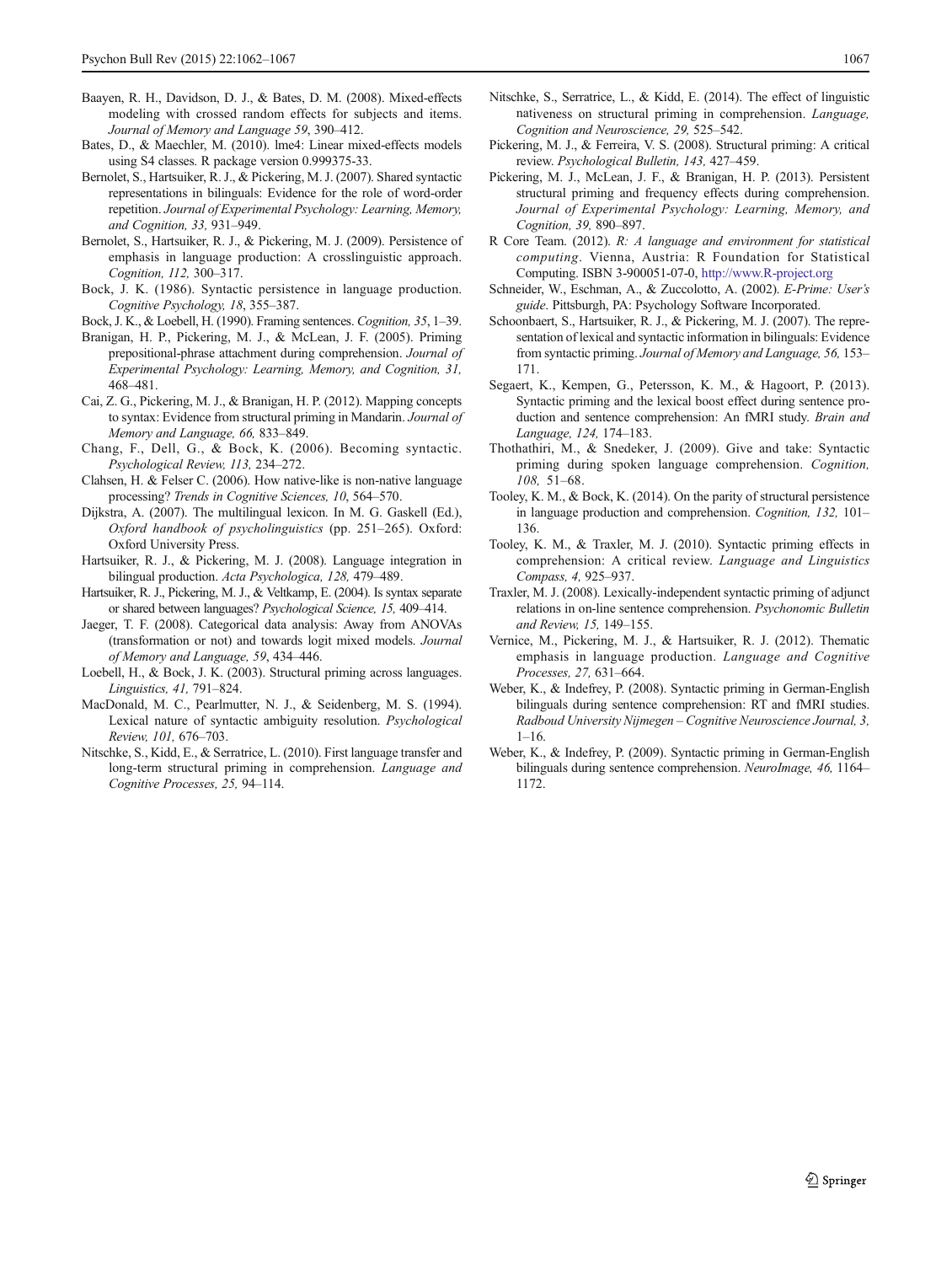Baayen, R. H., Davidson, D. J., & Bates, D. M. (2008). Mixed-effects modeling with crossed random effects for subjects and items. *Journal of Memory and Language 59*, 390–412.

Bates, D., & Maechler, M. (2010). lme4: Linear mixed-effects models using S4 classes. R package version 0.999375-33.

Bernolet, S., Hartsuiker, R. J., & Pickering, M. J. (2007). Shared syntactic representations in bilinguals: Evidence for the role of word-order repetition. *Journal of Experimental Psychology: Learning, Memory, and Cognition, 33,* 931–949.

Bernolet, S., Hartsuiker, R. J., & Pickering, M. J. (2009). Persistence of emphasis in language production: A crosslinguistic approach. *Cognition, 112,* 300–317.

Bock, J. K. (1986). Syntactic persistence in language production. *Cognitive Psychology, 18*, 355–387.

Bock, J. K., & Loebell, H. (1990). Framing sentences. *Cognition, 35*, 1–39.

Branigan, H. P., Pickering, M. J., & McLean, J. F. (2005). Priming prepositional-phrase attachment during comprehension. *Journal of Experimental Psychology: Learning, Memory, and Cognition, 31,* 468–481.

Cai, Z. G., Pickering, M. J., & Branigan, H. P. (2012). Mapping concepts to syntax: Evidence from structural priming in Mandarin. *Journal of Memory and Language, 66,* 833–849.

Chang, F., Dell, G., & Bock, K. (2006). Becoming syntactic. *Psychological Review, 113,* 234–272.

Clahsen, H. & Felser C. (2006). How native-like is non-native language processing? *Trends in Cognitive Sciences, 10*, 564–570.

Dijkstra, A. (2007). The multilingual lexicon. In M. G. Gaskell (Ed.), *Oxford handbook of psycholinguistics* (pp. 251–265). Oxford: Oxford University Press.

Hartsuiker, R. J., & Pickering, M. J. (2008). Language integration in bilingual production. *Acta Psychologica, 128,* 479–489.

Hartsuiker, R. J., Pickering, M. J., & Veltkamp, E. (2004). Is syntax separate or shared between languages? *Psychological Science, 15,* 409–414.

Jaeger, T. F. (2008). Categorical data analysis: Away from ANOVAs (transformation or not) and towards logit mixed models. *Journal of Memory and Language, 59*, 434–446.

Loebell, H., & Bock, J. K. (2003). Structural priming across languages. *Linguistics, 41,* 791–824.

MacDonald, M. C., Pearlmutter, N. J., & Seidenberg, M. S. (1994). Lexical nature of syntactic ambiguity resolution. *Psychological Review, 101,* 676–703.

Nitschke, S., Kidd, E., & Serratrice, L. (2010). First language transfer and long-term structural priming in comprehension. *Language and Cognitive Processes, 25,* 94–114.

Nitschke, S., Serratrice, L., & Kidd, E. (2014). The effect of linguistic nativeness on structural priming in comprehension. *Language, Cognition and Neuroscience, 29,* 525–542.

Pickering, M. J., & Ferreira, V. S. (2008). Structural priming: A critical review. *Psychological Bulletin, 143,* 427–459.

Pickering, M. J., McLean, J. F., & Branigan, H. P. (2013). Persistent structural priming and frequency effects during comprehension. *Journal of Experimental Psychology: Learning, Memory, and Cognition, 39,* 890–897.

R Core Team. (2012). *R: A language and environment for statistical computing*. Vienna, Austria: R Foundation for Statistical Computing. ISBN 3-900051-07-0, http://www.R-project.org

Schneider, W., Eschman, A., & Zuccolotto, A. (2002). *E-Prime: User's guide*. Pittsburgh, PA: Psychology Software Incorporated.

Schoonbaert, S., Hartsuiker, R. J., & Pickering, M. J. (2007). The representation of lexical and syntactic information in bilinguals: Evidence from syntactic priming. *Journal of Memory and Language, 56,* 153–171.

Segaert, K., Kempen, G., Petersson, K. M., & Hagoort, P. (2013). Syntactic priming and the lexical boost effect during sentence production and sentence comprehension: An fMRI study. *Brain and Language, 124,* 174–183.

Thothathiri, M., & Snedeker, J. (2009). Give and take: Syntactic priming during spoken language comprehension. *Cognition, 108,* 51–68.

Tooley, K. M., & Bock, K. (2014). On the parity of structural persistence in language production and comprehension. *Cognition, 132,* 101–136.

Tooley, K. M., & Traxler, M. J. (2010). Syntactic priming effects in comprehension: A critical review. *Language and Linguistics Compass, 4,* 925–937.

Traxler, M. J. (2008). Lexically-independent syntactic priming of adjunct relations in on-line sentence comprehension. *Psychonomic Bulletin and Review, 15,* 149–155.

Vernice, M., Pickering, M. J., & Hartsuiker, R. J. (2012). Thematic emphasis in language production. *Language and Cognitive Processes, 27,* 631–664.

Weber, K., & Indefrey, P. (2008). Syntactic priming in German-English bilinguals during sentence comprehension: RT and fMRI studies. *Radboud University Nijmegen – Cognitive Neuroscience Journal, 3,* 1–16.

Weber, K., & Indefrey, P. (2009). Syntactic priming in German-English bilinguals during sentence comprehension. *NeuroImage, 46,* 1164–1172.